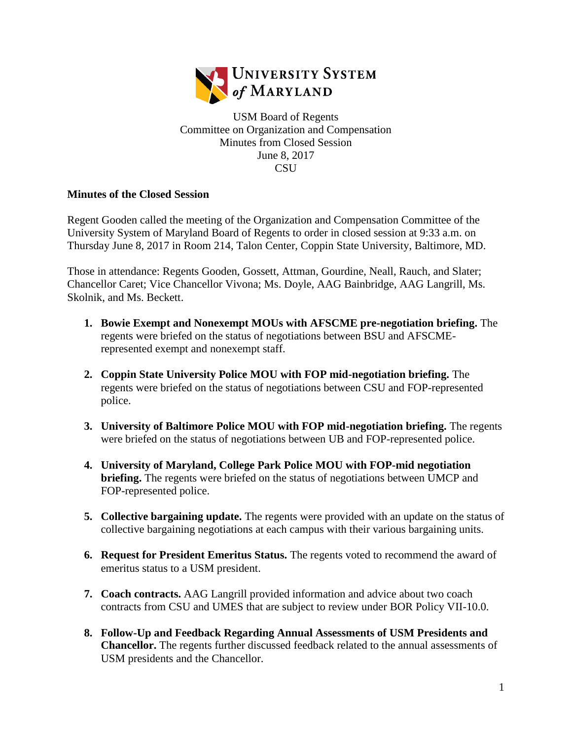USM Board of Regents
Committee on Organization and Compensation
Minutes from Closed Session
June 8, 2017
CSU

**Minutes of the Closed Session**

Regent Gooden called the meeting of the Organization and Compensation Committee of the University System of Maryland Board of Regents to order in closed session at 9:33 a.m. on Thursday June 8, 2017 in Room 214, Talon Center, Coppin State University, Baltimore, MD.

Those in attendance: Regents Gooden, Gossett, Attman, Gourdine, Neall, Rauch, and Slater; Chancellor Caret; Vice Chancellor Vivona; Ms. Doyle, AAG Bainbridge, AAG Langrill, Ms. Skolnik, and Ms. Beckett.

1. **Bowie Exempt and Nonexempt MOUs with AFSCME pre-negotiation briefing.** The regents were briefed on the status of negotiations between BSU and AFSCME-represented exempt and nonexempt staff.

2. **Coppin State University Police MOU with FOP mid-negotiation briefing.** The regents were briefed on the status of negotiations between CSU and FOP-represented police.

3. **University of Baltimore Police MOU with FOP mid-negotiation briefing.** The regents were briefed on the status of negotiations between UB and FOP-represented police.

4. **University of Maryland, College Park Police MOU with FOP-mid negotiation briefing.** The regents were briefed on the status of negotiations between UMCP and FOP-represented police.

5. **Collective bargaining update.** The regents were provided with an update on the status of collective bargaining negotiations at each campus with their various bargaining units.

6. **Request for President Emeritus Status.** The regents voted to recommend the award of emeritus status to a USM president.

7. **Coach contracts.** AAG Langrill provided information and advice about two coach contracts from CSU and UMES that are subject to review under BOR Policy VII-10.0.

8. **Follow-Up and Feedback Regarding Annual Assessments of USM Presidents and Chancellor.** The regents further discussed feedback related to the annual assessments of USM presidents and the Chancellor.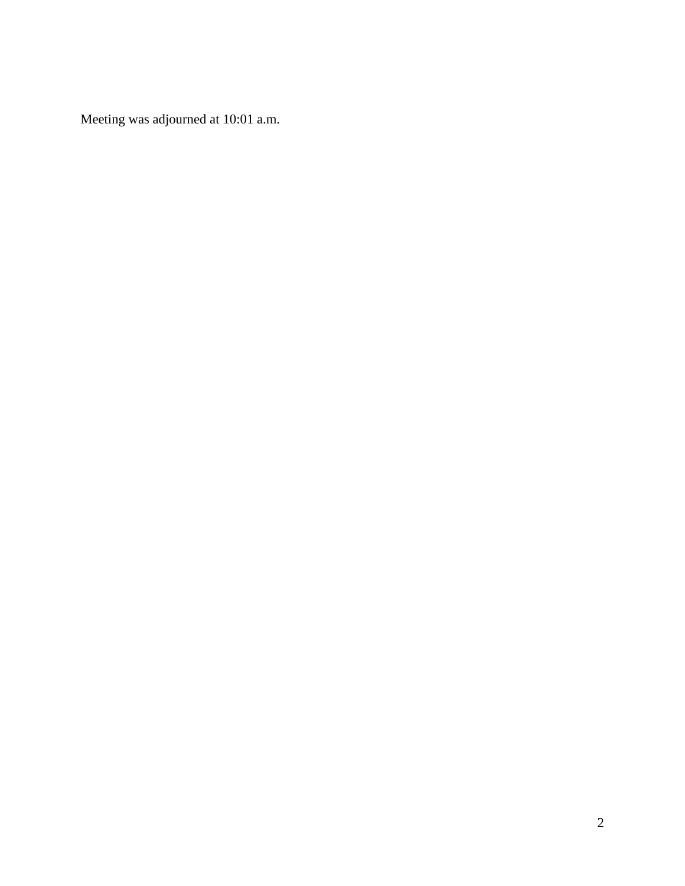Meeting was adjourned at 10:01 a.m.